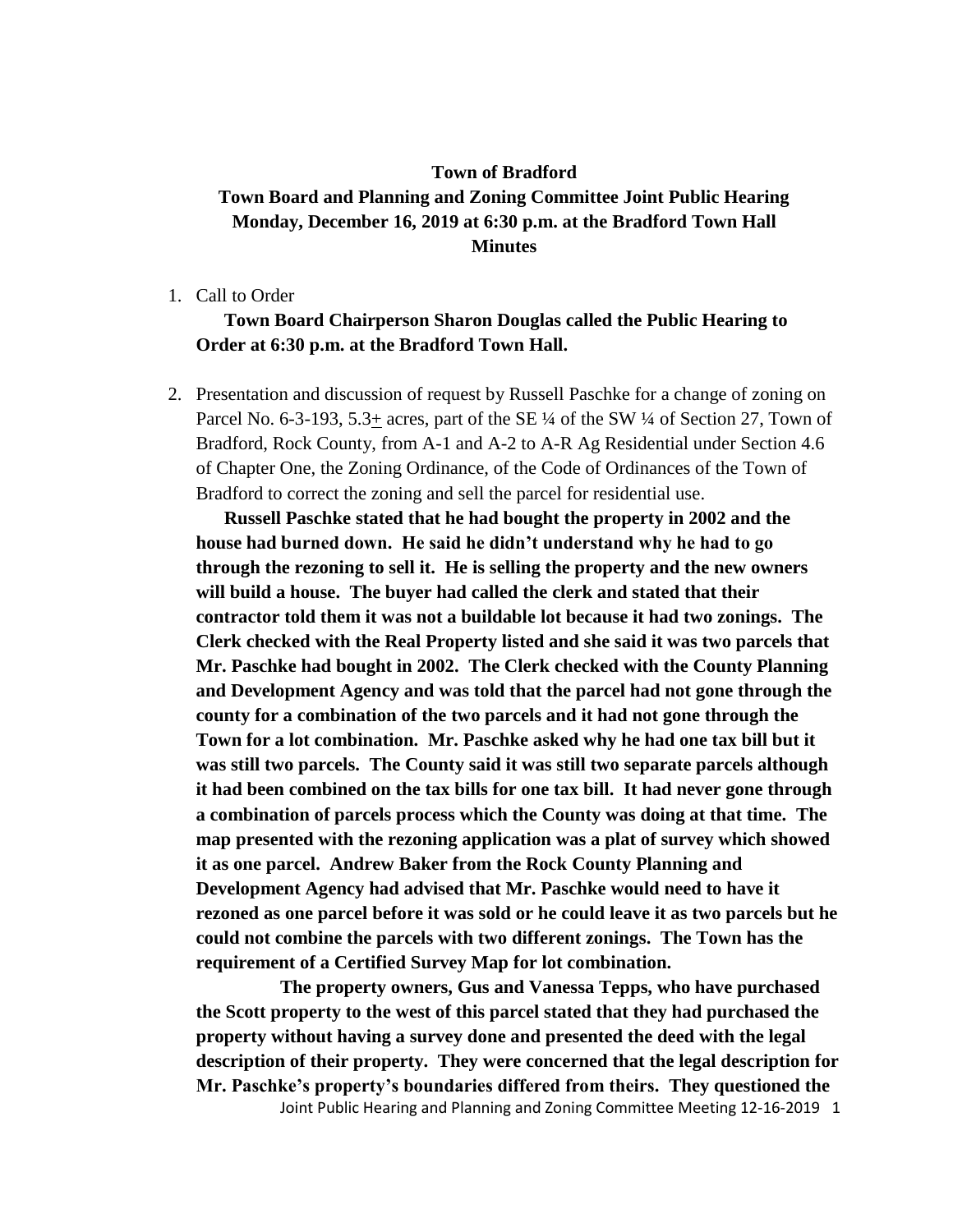**Town of Bradford**

**Town Board and Planning and Zoning Committee Joint Public Hearing Monday, December 16, 2019 at 6:30 p.m. at the Bradford Town Hall Minutes**

1. Call to Order

   **Town Board Chairperson Sharon Douglas called the Public Hearing to Order at 6:30 p.m. at the Bradford Town Hall.**

2. Presentation and discussion of request by Russell Paschke for a change of zoning on Parcel No. 6-3-193, 5.3± acres, part of the SE ¼ of the SW ¼ of Section 27, Town of Bradford, Rock County, from A-1 and A-2 to A-R Ag Residential under Section 4.6 of Chapter One, the Zoning Ordinance, of the Code of Ordinances of the Town of Bradford to correct the zoning and sell the parcel for residential use.

   **Russell Paschke stated that he had bought the property in 2002 and the house had burned down. He said he didn't understand why he had to go through the rezoning to sell it. He is selling the property and the new owners will build a house. The buyer had called the clerk and stated that their contractor told them it was not a buildable lot because it had two zonings. The Clerk checked with the Real Property listed and she said it was two parcels that Mr. Paschke had bought in 2002. The Clerk checked with the County Planning and Development Agency and was told that the parcel had not gone through the county for a combination of the two parcels and it had not gone through the Town for a lot combination. Mr. Paschke asked why he had one tax bill but it was still two parcels. The County said it was still two separate parcels although it had been combined on the tax bills for one tax bill. It had never gone through a combination of parcels process which the County was doing at that time. The map presented with the rezoning application was a plat of survey which showed it as one parcel. Andrew Baker from the Rock County Planning and Development Agency had advised that Mr. Paschke would need to have it rezoned as one parcel before it was sold or he could leave it as two parcels but he could not combine the parcels with two different zonings. The Town has the requirement of a Certified Survey Map for lot combination.**

   **The property owners, Gus and Vanessa Tepps, who have purchased the Scott property to the west of this parcel stated that they had purchased the property without having a survey done and presented the deed with the legal description of their property. They were concerned that the legal description for Mr. Paschke's property's boundaries differed from theirs. They questioned the**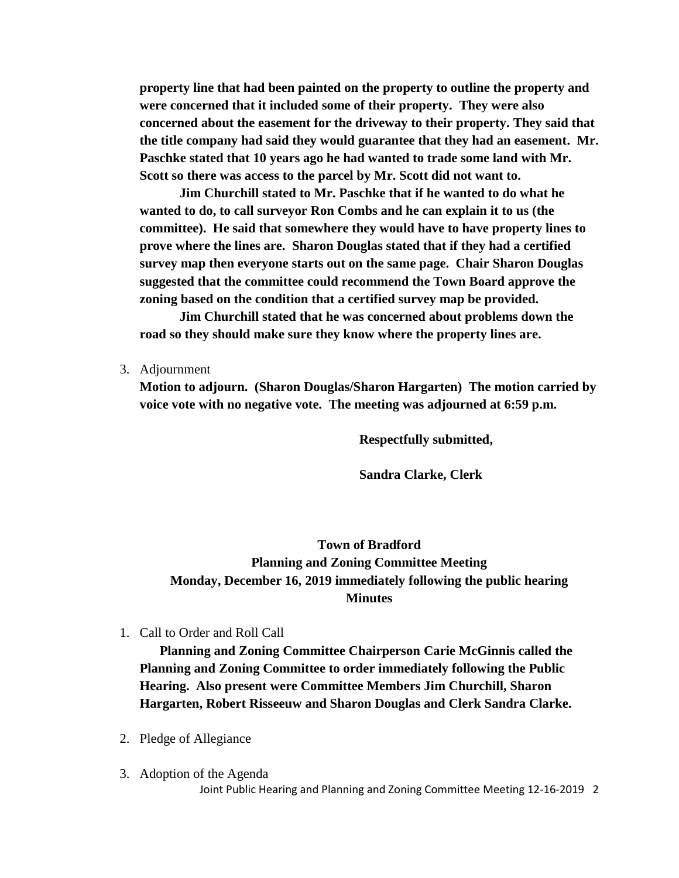**property line that had been painted on the property to outline the property and were concerned that it included some of their property. They were also concerned about the easement for the driveway to their property. They said that the title company had said they would guarantee that they had an easement. Mr. Paschke stated that 10 years ago he had wanted to trade some land with Mr. Scott so there was access to the parcel by Mr. Scott did not want to.**

**Jim Churchill stated to Mr. Paschke that if he wanted to do what he wanted to do, to call surveyor Ron Combs and he can explain it to us (the committee). He said that somewhere they would have to have property lines to prove where the lines are. Sharon Douglas stated that if they had a certified survey map then everyone starts out on the same page. Chair Sharon Douglas suggested that the committee could recommend the Town Board approve the zoning based on the condition that a certified survey map be provided.**

**Jim Churchill stated that he was concerned about problems down the road so they should make sure they know where the property lines are.**

3. Adjournment

   **Motion to adjourn. (Sharon Douglas/Sharon Hargarten) The motion carried by voice vote with no negative vote. The meeting was adjourned at 6:59 p.m.**

**Respectfully submitted,**

**Sandra Clarke, Clerk**

# Town of Bradford
## Planning and Zoning Committee Meeting
## Monday, December 16, 2019 immediately following the public hearing
## Minutes

1. Call to Order and Roll Call

   **Planning and Zoning Committee Chairperson Carie McGinnis called the Planning and Zoning Committee to order immediately following the Public Hearing. Also present were Committee Members Jim Churchill, Sharon Hargarten, Robert Risseeuw and Sharon Douglas and Clerk Sandra Clarke.**

2. Pledge of Allegiance

3. Adoption of the Agenda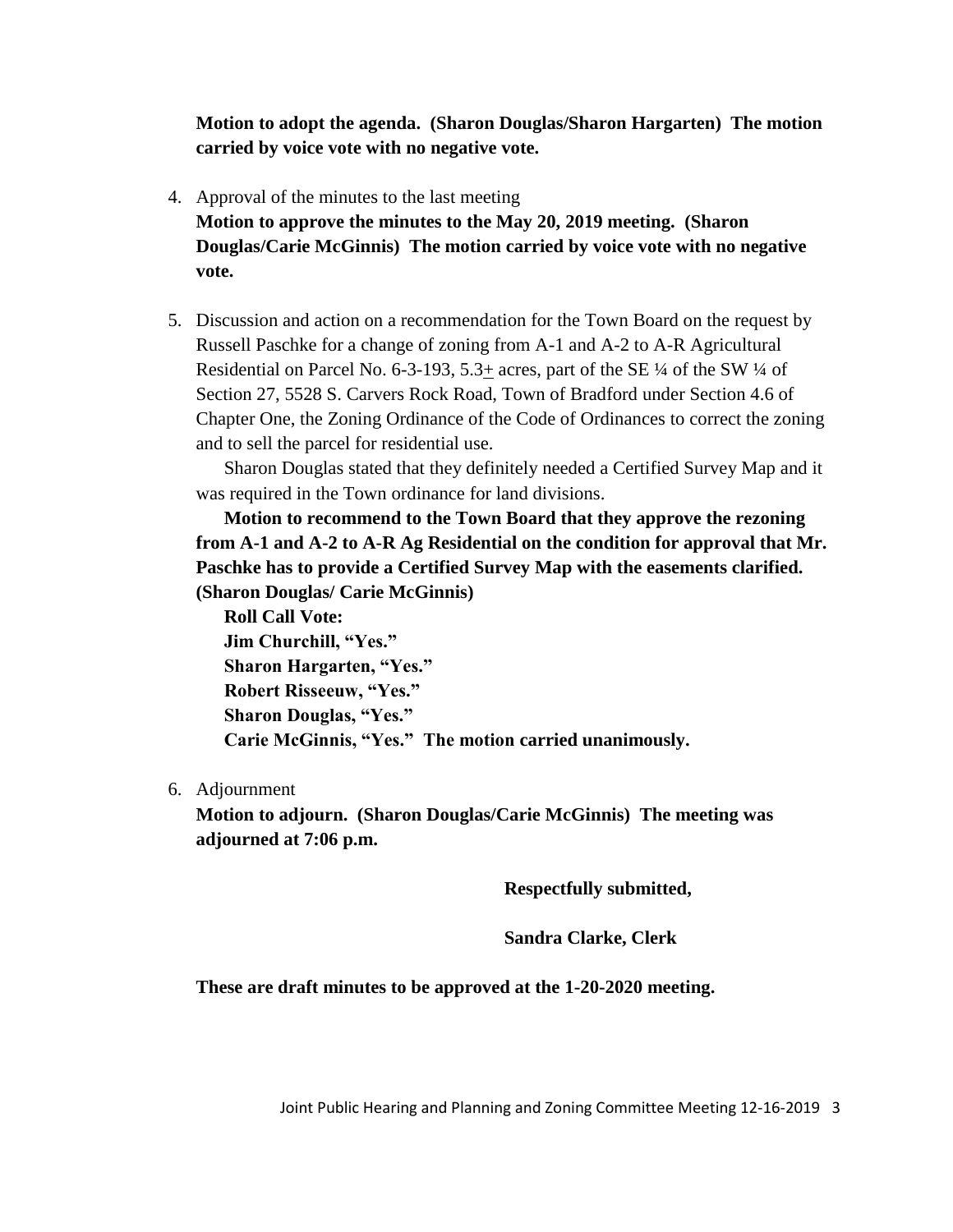**Motion to adopt the agenda. (Sharon Douglas/Sharon Hargarten) The motion carried by voice vote with no negative vote.**

4. Approval of the minutes to the last meeting
   **Motion to approve the minutes to the May 20, 2019 meeting. (Sharon Douglas/Carie McGinnis) The motion carried by voice vote with no negative vote.**

5. Discussion and action on a recommendation for the Town Board on the request by Russell Paschke for a change of zoning from A-1 and A-2 to A-R Agricultural Residential on Parcel No. 6-3-193, 5.3± acres, part of the SE ¼ of the SW ¼ of Section 27, 5528 S. Carvers Rock Road, Town of Bradford under Section 4.6 of Chapter One, the Zoning Ordinance of the Code of Ordinances to correct the zoning and to sell the parcel for residential use.

   Sharon Douglas stated that they definitely needed a Certified Survey Map and it was required in the Town ordinance for land divisions.

   **Motion to recommend to the Town Board that they approve the rezoning from A-1 and A-2 to A-R Ag Residential on the condition for approval that Mr. Paschke has to provide a Certified Survey Map with the easements clarified. (Sharon Douglas/ Carie McGinnis)**

   **Roll Call Vote:**
   **Jim Churchill, "Yes."**
   **Sharon Hargarten, "Yes."**
   **Robert Risseeuw, "Yes."**
   **Sharon Douglas, "Yes."**
   **Carie McGinnis, "Yes." The motion carried unanimously.**

6. Adjournment
   **Motion to adjourn. (Sharon Douglas/Carie McGinnis) The meeting was adjourned at 7:06 p.m.**

**Respectfully submitted,**

**Sandra Clarke, Clerk**

**These are draft minutes to be approved at the 1-20-2020 meeting.**